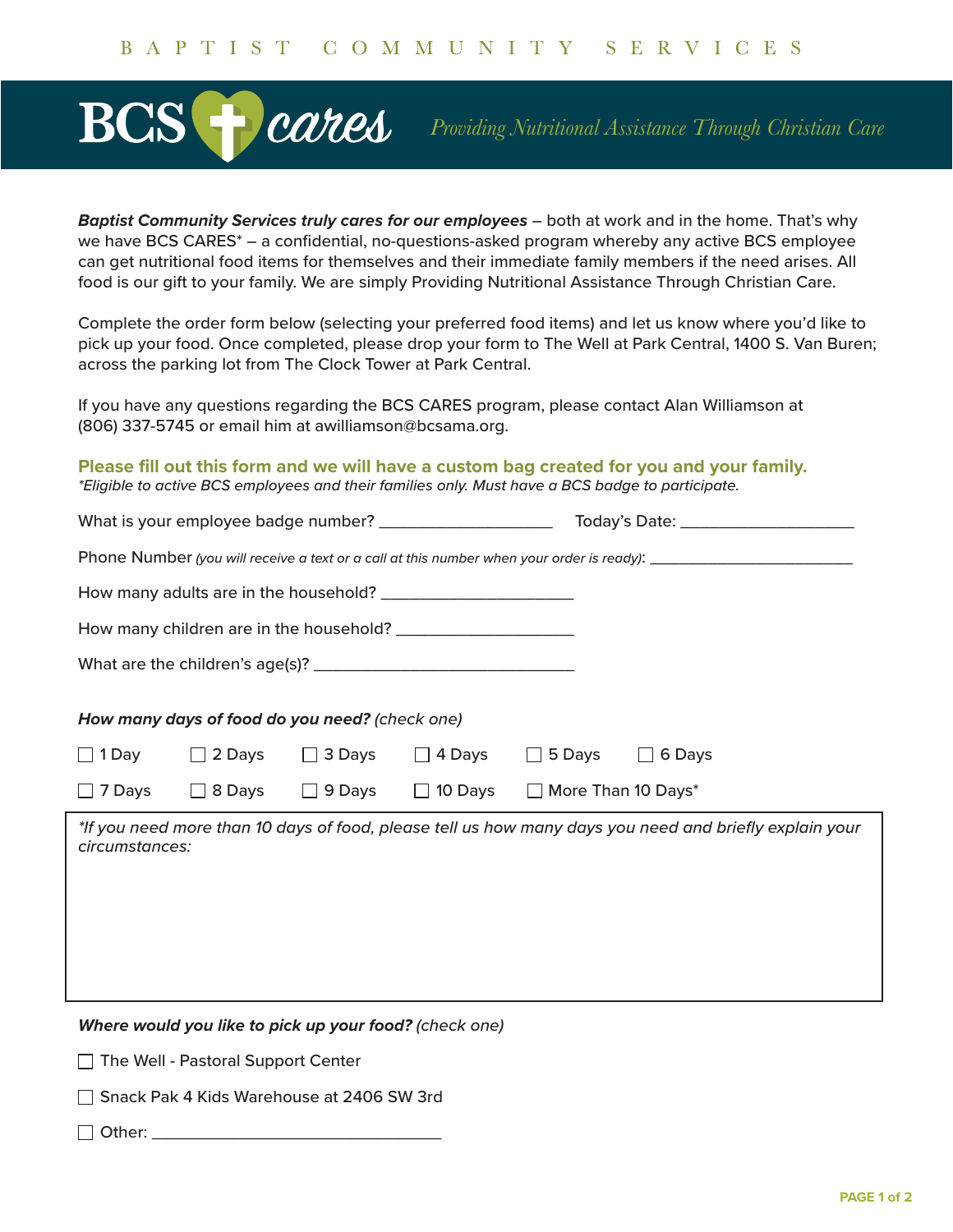BAPTIST COMMUNITY SERVICES

# BCS cares

*Providing Nutritional Assistance Through Christian Care*

***Baptist Community Services truly cares for our employees*** – both at work and in the home. That's why we have BCS CARES* – a confidential, no-questions-asked program whereby any active BCS employee can get nutritional food items for themselves and their immediate family members if the need arises. All food is our gift to your family. We are simply Providing Nutritional Assistance Through Christian Care.

Complete the order form below (selecting your preferred food items) and let us know where you'd like to pick up your food. Once completed, please drop your form to The Well at Park Central, 1400 S. Van Buren; across the parking lot from The Clock Tower at Park Central.

If you have any questions regarding the BCS CARES program, please contact Alan Williamson at (806) 337-5745 or email him at awilliamson@bcsama.org.

**Please fill out this form and we will have a custom bag created for you and your family.**
*\*Eligible to active BCS employees and their families only. Must have a BCS badge to participate.*

What is your employee badge number? ____________________ Today's Date: ____________________

Phone Number *(you will receive a text or a call at this number when your order is ready)*: ________________________

How many adults are in the household? ______________________

How many children are in the household? ____________________

What are the children's age(s)? ______________________________

***How many days of food do you need?*** *(check one)*

☐ 1 Day ☐ 2 Days ☐ 3 Days ☐ 4 Days ☐ 5 Days ☐ 6 Days

☐ 7 Days ☐ 8 Days ☐ 9 Days ☐ 10 Days ☐ More Than 10 Days*

*\*If you need more than 10 days of food, please tell us how many days you need and briefly explain your circumstances:*

***Where would you like to pick up your food?*** *(check one)*

☐ The Well - Pastoral Support Center

☐ Snack Pak 4 Kids Warehouse at 2406 SW 3rd

☐ Other: ________________________________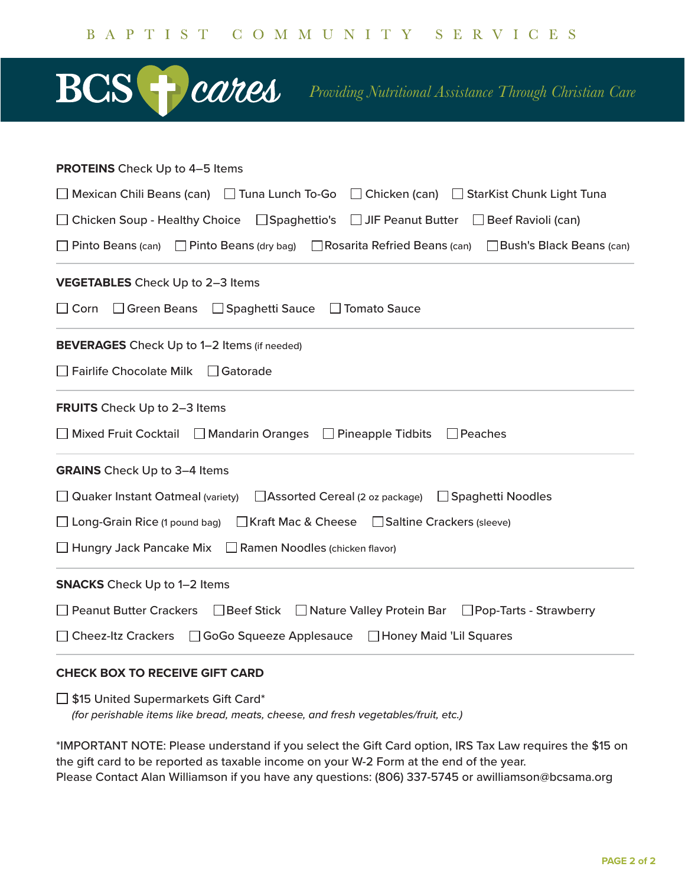BAPTIST COMMUNITY SERVICES

# BCS cares

*Providing Nutritional Assistance Through Christian Care*

**PROTEINS** Check Up to 4–5 Items

- ☐ Mexican Chili Beans (can)
- ☐ Tuna Lunch To-Go
- ☐ Chicken (can)
- ☐ StarKist Chunk Light Tuna
- ☐ Chicken Soup - Healthy Choice
- ☐ Spaghettio's
- ☐ JIF Peanut Butter
- ☐ Beef Ravioli (can)
- ☐ Pinto Beans (can)
- ☐ Pinto Beans (dry bag)
- ☐ Rosarita Refried Beans (can)
- ☐ Bush's Black Beans (can)

**VEGETABLES** Check Up to 2–3 Items

- ☐ Corn
- ☐ Green Beans
- ☐ Spaghetti Sauce
- ☐ Tomato Sauce

**BEVERAGES** Check Up to 1–2 Items (if needed)

- ☐ Fairlife Chocolate Milk
- ☐ Gatorade

**FRUITS** Check Up to 2–3 Items

- ☐ Mixed Fruit Cocktail
- ☐ Mandarin Oranges
- ☐ Pineapple Tidbits
- ☐ Peaches

**GRAINS** Check Up to 3–4 Items

- ☐ Quaker Instant Oatmeal (variety)
- ☐ Assorted Cereal (2 oz package)
- ☐ Spaghetti Noodles
- ☐ Long-Grain Rice (1 pound bag)
- ☐ Kraft Mac & Cheese
- ☐ Saltine Crackers (sleeve)
- ☐ Hungry Jack Pancake Mix
- ☐ Ramen Noodles (chicken flavor)

**SNACKS** Check Up to 1–2 Items

- ☐ Peanut Butter Crackers
- ☐ Beef Stick
- ☐ Nature Valley Protein Bar
- ☐ Pop-Tarts - Strawberry
- ☐ Cheez-Itz Crackers
- ☐ GoGo Squeeze Applesauce
- ☐ Honey Maid 'Lil Squares

**CHECK BOX TO RECEIVE GIFT CARD**

- ☐ $15 United Supermarkets Gift Card*

  *(for perishable items like bread, meats, cheese, and fresh vegetables/fruit, etc.)*

*IMPORTANT NOTE: Please understand if you select the Gift Card option, IRS Tax Law requires the $15 on the gift card to be reported as taxable income on your W-2 Form at the end of the year.
Please Contact Alan Williamson if you have any questions: (806) 337-5745 or awilliamson@bcsama.org